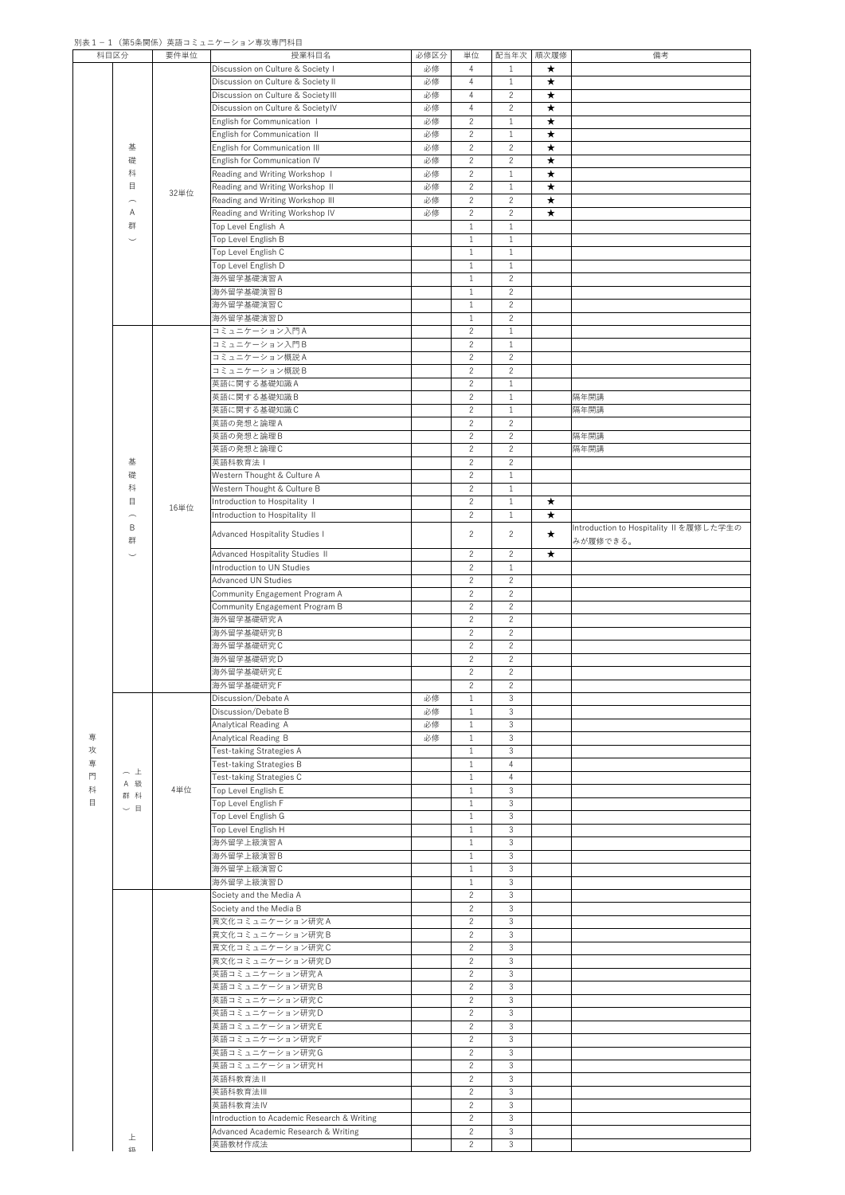別表１－１（第5条関係）英語コミュニケーション専攻専門科目

| 科目区分 | | 要件単位 | 授業科目名 | 必修区分 | 単位 | 配当年次 | 順次履修 | 備考 |
|---|---|---|---|---|---|---|---|---|
| 専攻専門科目 | 基礎科目（A群） | 32単位 | Discussion on Culture & Society I | 必修 | 4 | 1 | ★ | |
| | | | Discussion on Culture & Society II | 必修 | 4 | 1 | ★ | |
| | | | Discussion on Culture & Society III | 必修 | 4 | 2 | ★ | |
| | | | Discussion on Culture & Society IV | 必修 | 4 | 2 | ★ | |
| | | | English for Communication Ⅰ | 必修 | 2 | 1 | ★ | |
| | | | English for Communication Ⅱ | 必修 | 2 | 1 | ★ | |
| | | | English for Communication Ⅲ | 必修 | 2 | 2 | ★ | |
| | | | English for Communication Ⅳ | 必修 | 2 | 2 | ★ | |
| | | | Reading and Writing Workshop Ⅰ | 必修 | 2 | 1 | ★ | |
| | | | Reading and Writing Workshop Ⅱ | 必修 | 2 | 1 | ★ | |
| | | | Reading and Writing Workshop Ⅲ | 必修 | 2 | 2 | ★ | |
| | | | Reading and Writing Workshop Ⅳ | 必修 | 2 | 2 | ★ | |
| | | | Top Level English A | | 1 | 1 | | |
| | | | Top Level English B | | 1 | 1 | | |
| | | | Top Level English C | | 1 | 1 | | |
| | | | Top Level English D | | 1 | 1 | | |
| | | | 海外留学基礎演習Ａ | | 1 | 2 | | |
| | | | 海外留学基礎演習Ｂ | | 1 | 2 | | |
| | | | 海外留学基礎演習Ｃ | | 1 | 2 | | |
| | | | 海外留学基礎演習Ｄ | | 1 | 2 | | |
| | 基礎科目（B群） | 16単位 | コミュニケーション入門Ａ | | 2 | 1 | | |
| | | | コミュニケーション入門Ｂ | | 2 | 1 | | |
| | | | コミュニケーション概説Ａ | | 2 | 2 | | |
| | | | コミュニケーション概説Ｂ | | 2 | 2 | | |
| | | | 英語に関する基礎知識Ａ | | 2 | 1 | | |
| | | | 英語に関する基礎知識Ｂ | | 2 | 1 | | 隔年開講 |
| | | | 英語に関する基礎知識Ｃ | | 2 | 1 | | 隔年開講 |
| | | | 英語の発想と論理Ａ | | 2 | 2 | | |
| | | | 英語の発想と論理Ｂ | | 2 | 2 | | 隔年開講 |
| | | | 英語の発想と論理Ｃ | | 2 | 2 | | 隔年開講 |
| | | | 英語科教育法Ｉ | | 2 | 2 | | |
| | | | Western Thought & Culture A | | 2 | 1 | | |
| | | | Western Thought & Culture B | | 2 | 1 | | |
| | | | Introduction to Hospitality Ⅰ | | 2 | 1 | ★ | |
| | | | Introduction to Hospitality Ⅱ | | 2 | 1 | ★ | |
| | | | Advanced Hospitality Studies I | | 2 | 2 | ★ | Introduction to Hospitality Ⅱを履修した学生のみが履修できる。 |
| | | | Advanced Hospitality Studies Ⅱ | | 2 | 2 | ★ | |
| | | | Introduction to UN Studies | | 2 | 1 | | |
| | | | Advanced UN Studies | | 2 | 2 | | |
| | | | Community Engagement Program A | | 2 | 2 | | |
| | | | Community Engagement Program B | | 2 | 2 | | |
| | | | 海外留学基礎研究Ａ | | 2 | 2 | | |
| | | | 海外留学基礎研究Ｂ | | 2 | 2 | | |
| | | | 海外留学基礎研究Ｃ | | 2 | 2 | | |
| | | | 海外留学基礎研究Ｄ | | 2 | 2 | | |
| | | | 海外留学基礎研究Ｅ | | 2 | 2 | | |
| | | | 海外留学基礎研究Ｆ | | 2 | 2 | | |
| | 上級科目（A群） | 4単位 | Discussion/Debate A | 必修 | 1 | 3 | | |
| | | | Discussion/Debate B | 必修 | 1 | 3 | | |
| | | | Analytical Reading A | 必修 | 1 | 3 | | |
| | | | Analytical Reading B | 必修 | 1 | 3 | | |
| | | | Test-taking Strategies A | | 1 | 3 | | |
| | | | Test-taking Strategies B | | 1 | 4 | | |
| | | | Test-taking Strategies C | | 1 | 4 | | |
| | | | Top Level English E | | 1 | 3 | | |
| | | | Top Level English F | | 1 | 3 | | |
| | | | Top Level English G | | 1 | 3 | | |
| | | | Top Level English H | | 1 | 3 | | |
| | | | 海外留学上級演習Ａ | | 1 | 3 | | |
| | | | 海外留学上級演習Ｂ | | 1 | 3 | | |
| | | | 海外留学上級演習Ｃ | | 1 | 3 | | |
| | | | 海外留学上級演習Ｄ | | 1 | 3 | | |
| | 上級 | | Society and the Media A | | 2 | 3 | | |
| | | | Society and the Media B | | 2 | 3 | | |
| | | | 異文化コミュニケーション研究Ａ | | 2 | 3 | | |
| | | | 異文化コミュニケーション研究Ｂ | | 2 | 3 | | |
| | | | 異文化コミュニケーション研究Ｃ | | 2 | 3 | | |
| | | | 異文化コミュニケーション研究Ｄ | | 2 | 3 | | |
| | | | 英語コミュニケーション研究Ａ | | 2 | 3 | | |
| | | | 英語コミュニケーション研究Ｂ | | 2 | 3 | | |
| | | | 英語コミュニケーション研究Ｃ | | 2 | 3 | | |
| | | | 英語コミュニケーション研究Ｄ | | 2 | 3 | | |
| | | | 英語コミュニケーション研究Ｅ | | 2 | 3 | | |
| | | | 英語コミュニケーション研究Ｆ | | 2 | 3 | | |
| | | | 英語コミュニケーション研究Ｇ | | 2 | 3 | | |
| | | | 英語コミュニケーション研究Ｈ | | 2 | 3 | | |
| | | | 英語科教育法Ⅱ | | 2 | 3 | | |
| | | | 英語科教育法Ⅲ | | 2 | 3 | | |
| | | | 英語科教育法Ⅳ | | 2 | 3 | | |
| | | | Introduction to Academic Research & Writing | | 2 | 3 | | |
| | | | Advanced Academic Research & Writing | | 2 | 3 | | |
| | | | 英語教材作成法 | | 2 | 3 | | |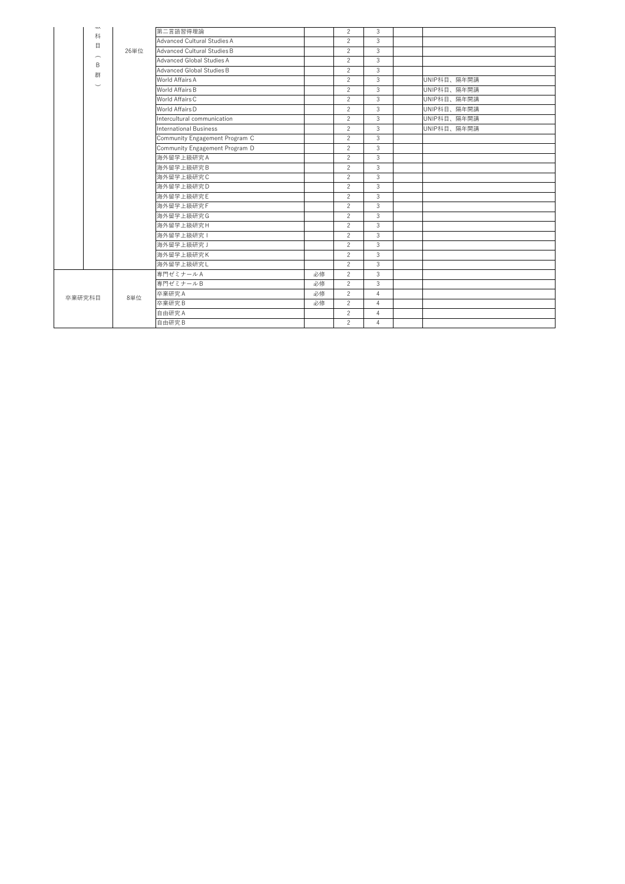| | | | | | | | | |
|---|---|---|---|---|---|---|---|---|
| | 科目（B群） | 26単位 | 第二言語習得理論 | | 2 | 3 | | |
| | | | Advanced Cultural Studies A | | 2 | 3 | | |
| | | | Advanced Cultural Studies B | | 2 | 3 | | |
| | | | Advanced Global Studies A | | 2 | 3 | | |
| | | | Advanced Global Studies B | | 2 | 3 | | |
| | | | World Affairs A | | 2 | 3 | | UNIP科目、隔年開講 |
| | | | World Affairs B | | 2 | 3 | | UNIP科目、隔年開講 |
| | | | World Affairs C | | 2 | 3 | | UNIP科目、隔年開講 |
| | | | World Affairs D | | 2 | 3 | | UNIP科目、隔年開講 |
| | | | Intercultural communication | | 2 | 3 | | UNIP科目、隔年開講 |
| | | | International Business | | 2 | 3 | | UNIP科目、隔年開講 |
| | | | Community Engagement Program C | | 2 | 3 | | |
| | | | Community Engagement Program D | | 2 | 3 | | |
| | | | 海外留学上級研究A | | 2 | 3 | | |
| | | | 海外留学上級研究B | | 2 | 3 | | |
| | | | 海外留学上級研究C | | 2 | 3 | | |
| | | | 海外留学上級研究D | | 2 | 3 | | |
| | | | 海外留学上級研究E | | 2 | 3 | | |
| | | | 海外留学上級研究F | | 2 | 3 | | |
| | | | 海外留学上級研究G | | 2 | 3 | | |
| | | | 海外留学上級研究H | | 2 | 3 | | |
| | | | 海外留学上級研究I | | 2 | 3 | | |
| | | | 海外留学上級研究J | | 2 | 3 | | |
| | | | 海外留学上級研究K | | 2 | 3 | | |
| | | | 海外留学上級研究L | | 2 | 3 | | |
| 卒業研究科目 | | 8単位 | 専門ゼミナールA | 必修 | 2 | 3 | | |
| | | | 専門ゼミナールB | 必修 | 2 | 3 | | |
| | | | 卒業研究A | 必修 | 2 | 4 | | |
| | | | 卒業研究B | 必修 | 2 | 4 | | |
| | | | 自由研究A | | 2 | 4 | | |
| | | | 自由研究B | | 2 | 4 | | |